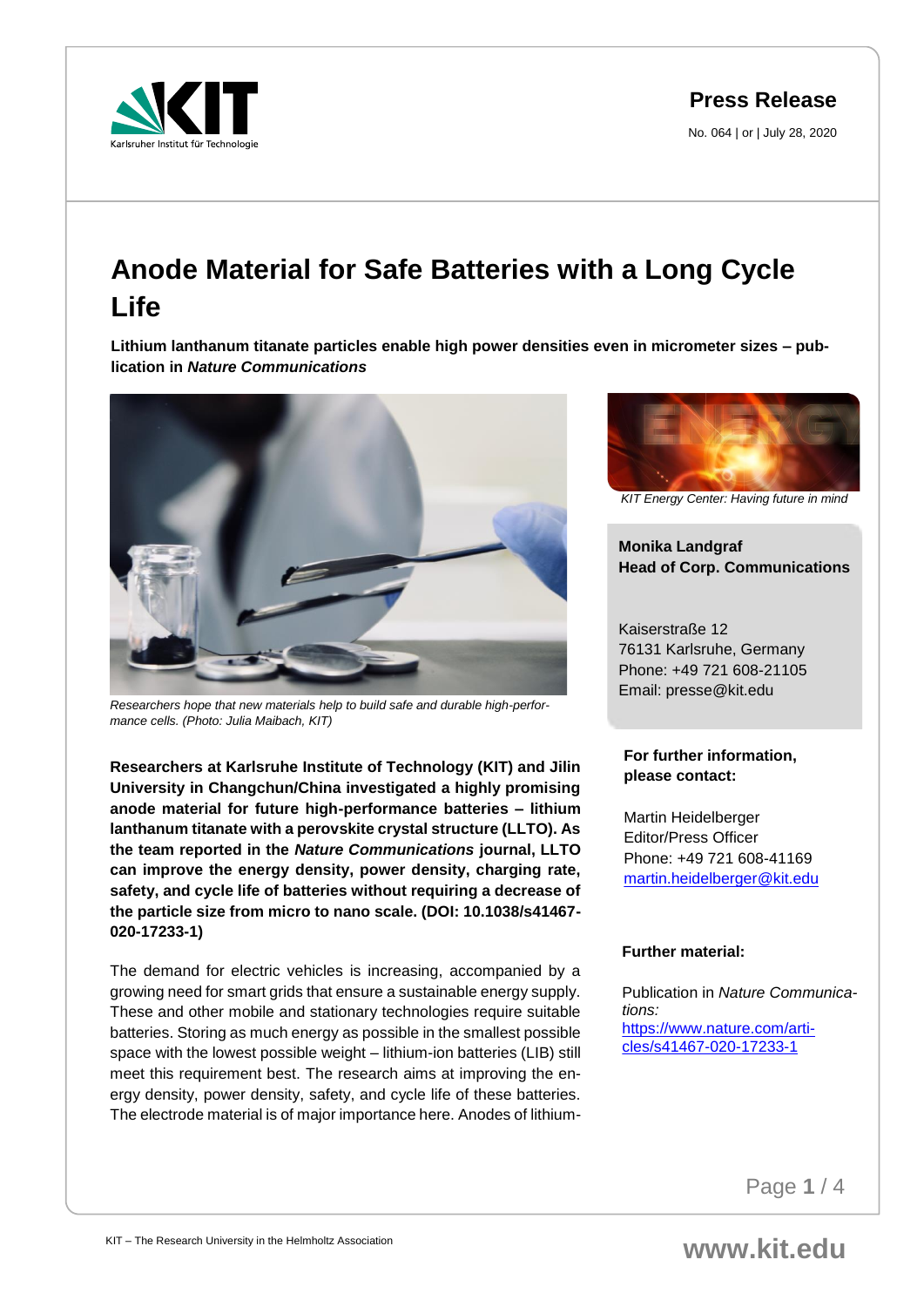**Press Release**

No. 064 | or | July 28, 2020

# Anode Material for Safe Batteries with a Long Cycle Life

**Lithium lanthanum titanate particles enable high power densities even in micrometer sizes – publication in *Nature Communications***

*Researchers hope that new materials help to build safe and durable high-performance cells. (Photo: Julia Maibach, KIT)*

**Researchers at Karlsruhe Institute of Technology (KIT) and Jilin University in Changchun/China investigated a highly promising anode material for future high-performance batteries – lithium lanthanum titanate with a perovskite crystal structure (LLTO). As the team reported in the *Nature Communications* journal, LLTO can improve the energy density, power density, charging rate, safety, and cycle life of batteries without requiring a decrease of the particle size from micro to nano scale. (DOI: 10.1038/s41467-020-17233-1)**

The demand for electric vehicles is increasing, accompanied by a growing need for smart grids that ensure a sustainable energy supply. These and other mobile and stationary technologies require suitable batteries. Storing as much energy as possible in the smallest possible space with the lowest possible weight – lithium-ion batteries (LIB) still meet this requirement best. The research aims at improving the energy density, power density, safety, and cycle life of these batteries. The electrode material is of major importance here. Anodes of lithium-

*KIT Energy Center: Having future in mind*

**Monika Landgraf**
**Head of Corp. Communications**

Kaiserstraße 12
76131 Karlsruhe, Germany
Phone: +49 721 608-21105
Email: presse@kit.edu

**For further information, please contact:**

Martin Heidelberger
Editor/Press Officer
Phone: +49 721 608-41169
martin.heidelberger@kit.edu

**Further material:**

Publication in *Nature Communications:*
https://www.nature.com/articles/s41467-020-17233-1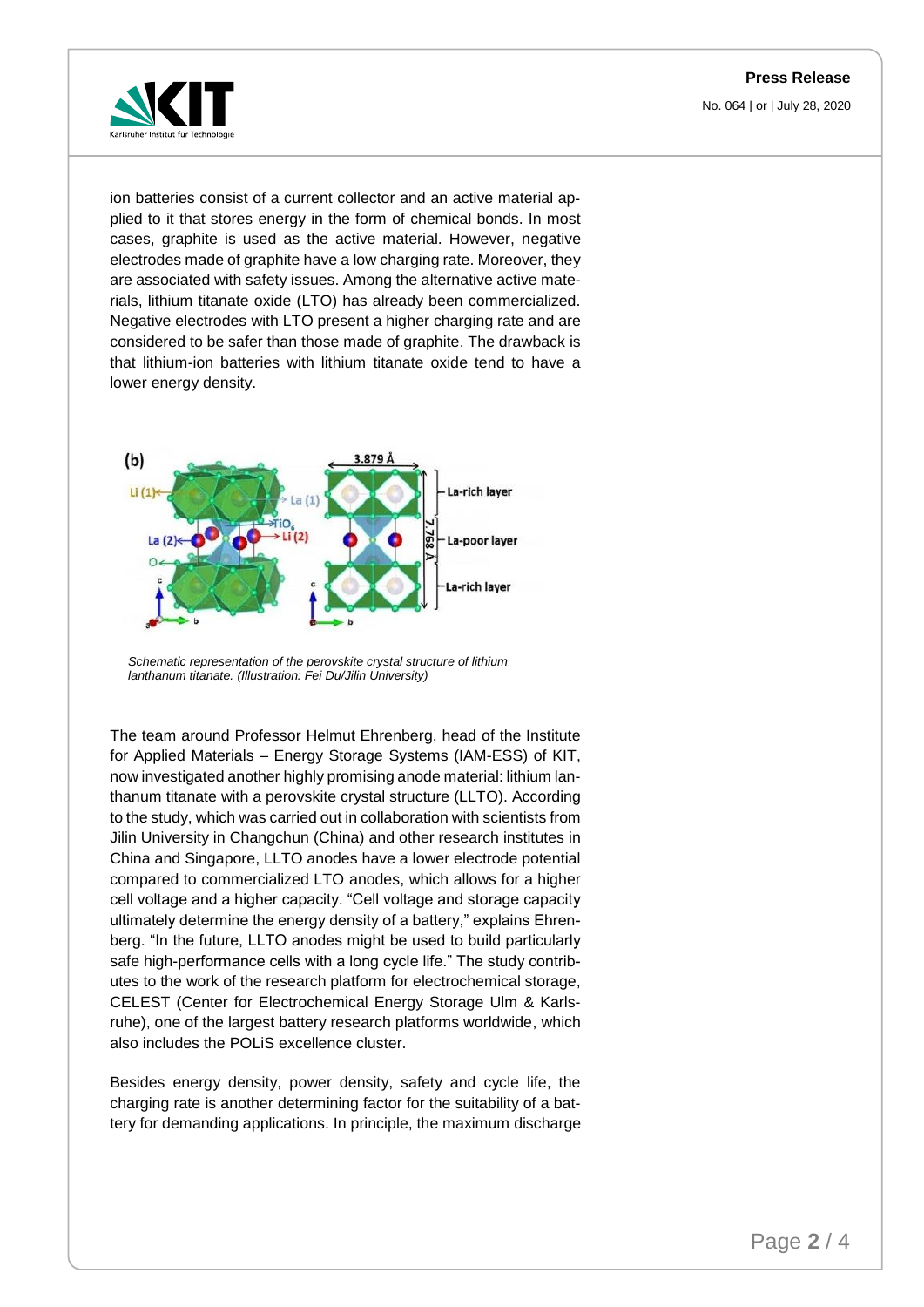ion batteries consist of a current collector and an active material applied to it that stores energy in the form of chemical bonds. In most cases, graphite is used as the active material. However, negative electrodes made of graphite have a low charging rate. Moreover, they are associated with safety issues. Among the alternative active materials, lithium titanate oxide (LTO) has already been commercialized. Negative electrodes with LTO present a higher charging rate and are considered to be safer than those made of graphite. The drawback is that lithium-ion batteries with lithium titanate oxide tend to have a lower energy density.

*Schematic representation of the perovskite crystal structure of lithium lanthanum titanate. (Illustration: Fei Du/Jilin University)*

The team around Professor Helmut Ehrenberg, head of the Institute for Applied Materials – Energy Storage Systems (IAM-ESS) of KIT, now investigated another highly promising anode material: lithium lanthanum titanate with a perovskite crystal structure (LLTO). According to the study, which was carried out in collaboration with scientists from Jilin University in Changchun (China) and other research institutes in China and Singapore, LLTO anodes have a lower electrode potential compared to commercialized LTO anodes, which allows for a higher cell voltage and a higher capacity. "Cell voltage and storage capacity ultimately determine the energy density of a battery," explains Ehrenberg. "In the future, LLTO anodes might be used to build particularly safe high-performance cells with a long cycle life." The study contributes to the work of the research platform for electrochemical storage, CELEST (Center for Electrochemical Energy Storage Ulm & Karlsruhe), one of the largest battery research platforms worldwide, which also includes the POLiS excellence cluster.

Besides energy density, power density, safety and cycle life, the charging rate is another determining factor for the suitability of a battery for demanding applications. In principle, the maximum discharge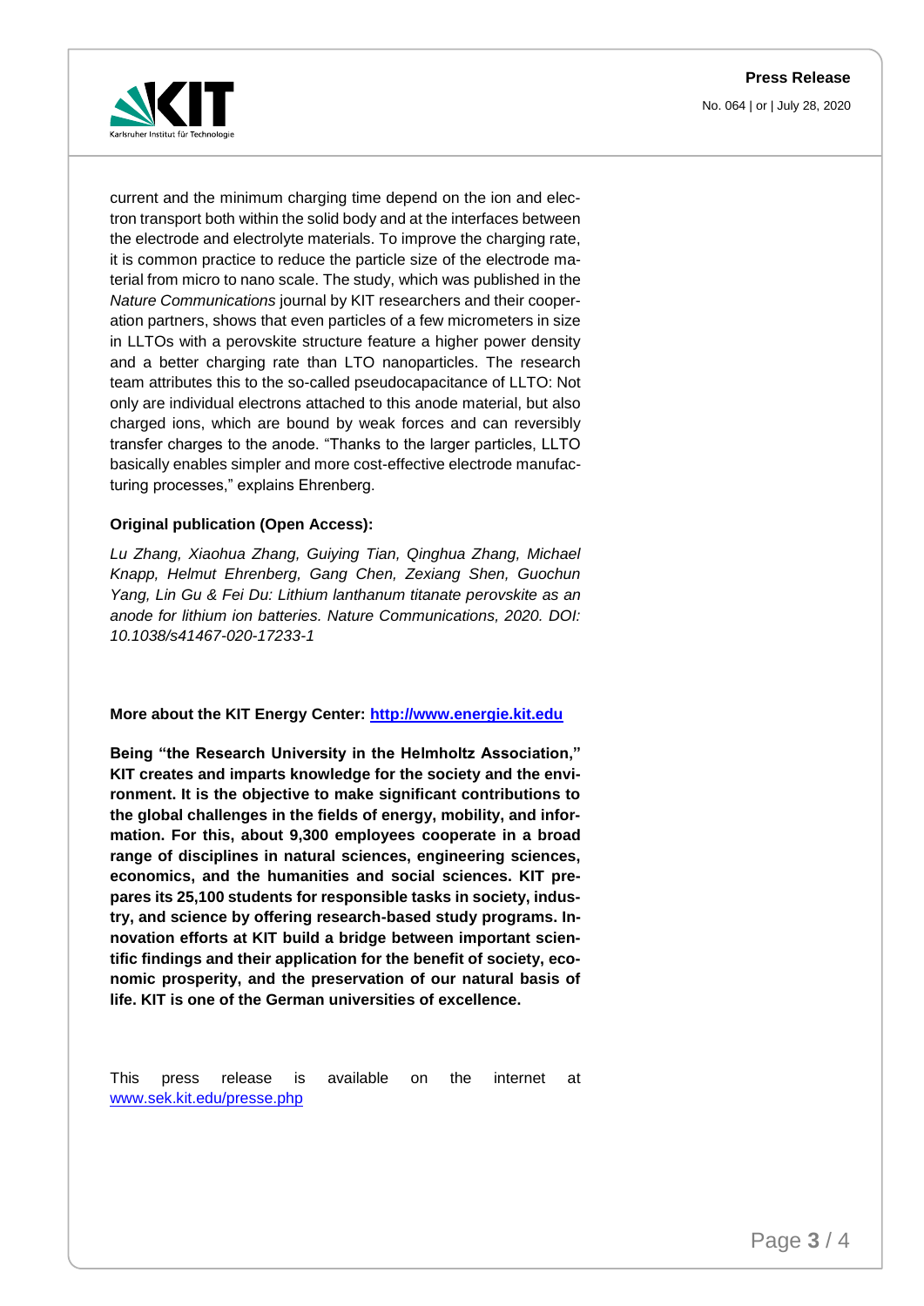current and the minimum charging time depend on the ion and electron transport both within the solid body and at the interfaces between the electrode and electrolyte materials. To improve the charging rate, it is common practice to reduce the particle size of the electrode material from micro to nano scale. The study, which was published in the *Nature Communications* journal by KIT researchers and their cooperation partners, shows that even particles of a few micrometers in size in LLTOs with a perovskite structure feature a higher power density and a better charging rate than LTO nanoparticles. The research team attributes this to the so-called pseudocapacitance of LLTO: Not only are individual electrons attached to this anode material, but also charged ions, which are bound by weak forces and can reversibly transfer charges to the anode. "Thanks to the larger particles, LLTO basically enables simpler and more cost-effective electrode manufacturing processes," explains Ehrenberg.

**Original publication (Open Access):**

*Lu Zhang, Xiaohua Zhang, Guiying Tian, Qinghua Zhang, Michael Knapp, Helmut Ehrenberg, Gang Chen, Zexiang Shen, Guochun Yang, Lin Gu & Fei Du: Lithium lanthanum titanate perovskite as an anode for lithium ion batteries. Nature Communications, 2020. DOI: 10.1038/s41467-020-17233-1*

**More about the KIT Energy Center: [http://www.energie.kit.edu](http://www.energie.kit.edu)**

**Being "the Research University in the Helmholtz Association," KIT creates and imparts knowledge for the society and the environment. It is the objective to make significant contributions to the global challenges in the fields of energy, mobility, and information. For this, about 9,300 employees cooperate in a broad range of disciplines in natural sciences, engineering sciences, economics, and the humanities and social sciences. KIT prepares its 25,100 students for responsible tasks in society, industry, and science by offering research-based study programs. Innovation efforts at KIT build a bridge between important scientific findings and their application for the benefit of society, economic prosperity, and the preservation of our natural basis of life. KIT is one of the German universities of excellence.**

This press release is available on the internet at [www.sek.kit.edu/presse.php](www.sek.kit.edu/presse.php)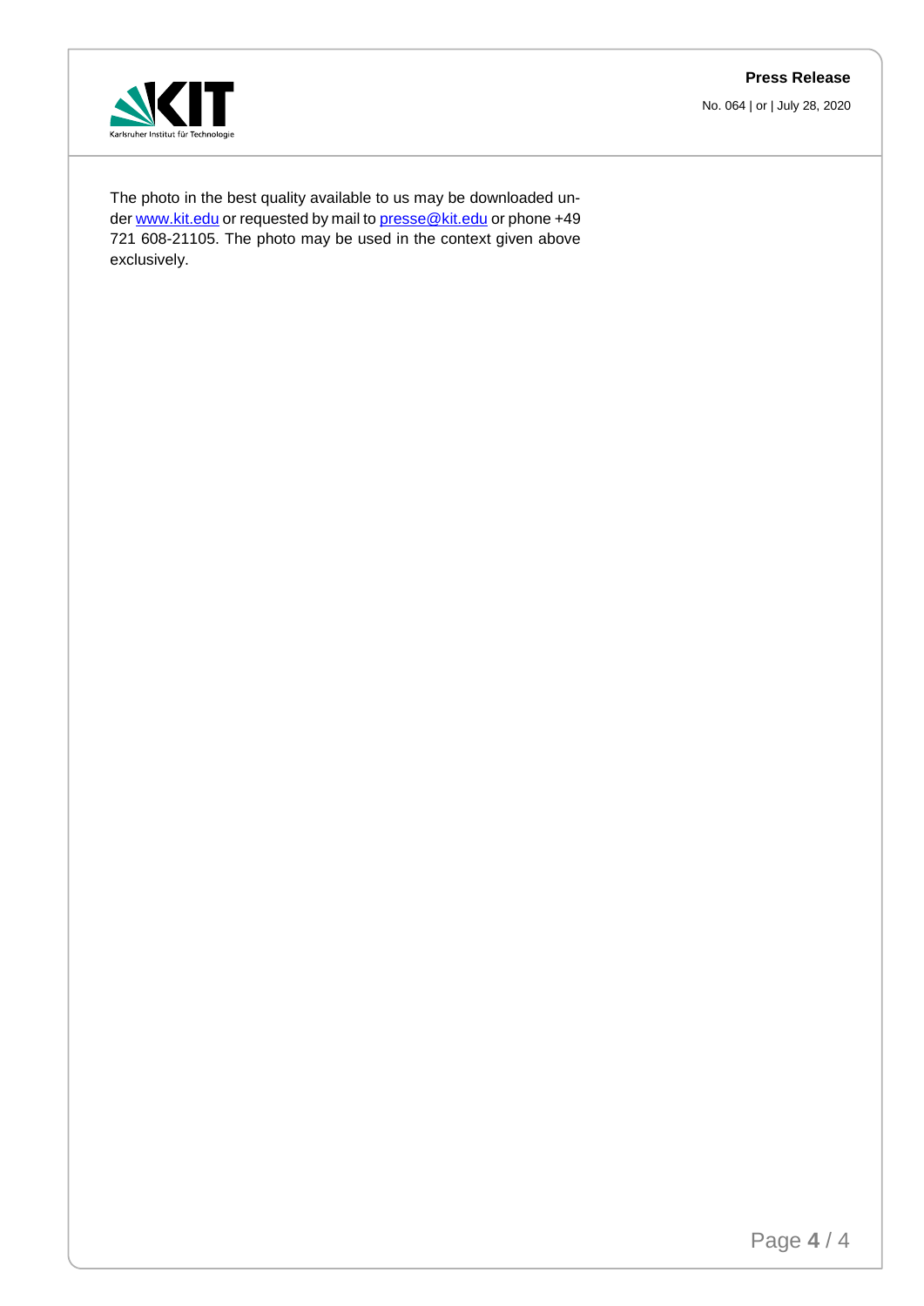The photo in the best quality available to us may be downloaded under www.kit.edu or requested by mail to presse@kit.edu or phone +49 721 608-21105. The photo may be used in the context given above exclusively.